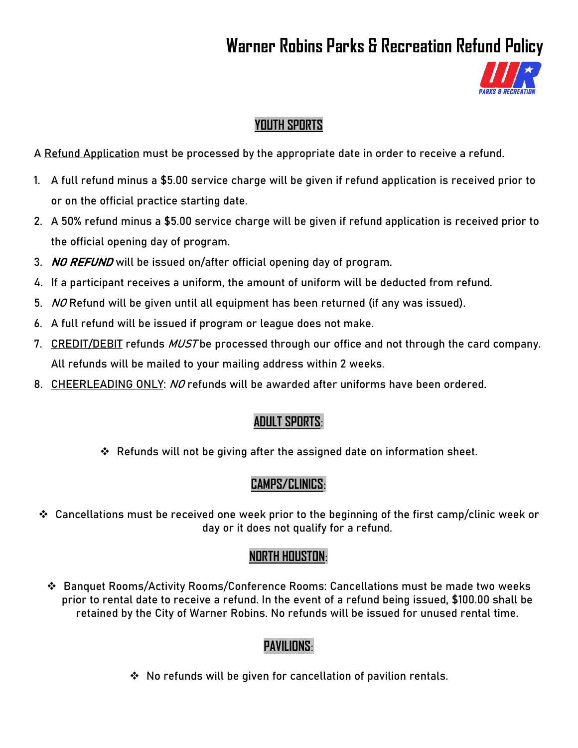# Warner Robins Parks & Recreation Refund Policy

## YOUTH SPORTS

A Refund Application must be processed by the appropriate date in order to receive a refund.

1. A full refund minus a $5.00 service charge will be given if refund application is received prior to or on the official practice starting date.
2. A 50% refund minus a $5.00 service charge will be given if refund application is received prior to the official opening day of program.
3. ***NO REFUND*** will be issued on/after official opening day of program.
4. If a participant receives a uniform, the amount of uniform will be deducted from refund.
5. *NO* Refund will be given until all equipment has been returned (if any was issued).
6. A full refund will be issued if program or league does not make.
7. CREDIT/DEBIT refunds *MUST* be processed through our office and not through the card company. All refunds will be mailed to your mailing address within 2 weeks.
8. CHEERLEADING ONLY: *NO* refunds will be awarded after uniforms have been ordered.

## ADULT SPORTS:

- Refunds will not be giving after the assigned date on information sheet.

## CAMPS/CLINICS:

- Cancellations must be received one week prior to the beginning of the first camp/clinic week or day or it does not qualify for a refund.

## NORTH HOUSTON:

- Banquet Rooms/Activity Rooms/Conference Rooms: Cancellations must be made two weeks prior to rental date to receive a refund. In the event of a refund being issued, $100.00 shall be retained by the City of Warner Robins. No refunds will be issued for unused rental time.

## PAVILIONS:

- No refunds will be given for cancellation of pavilion rentals.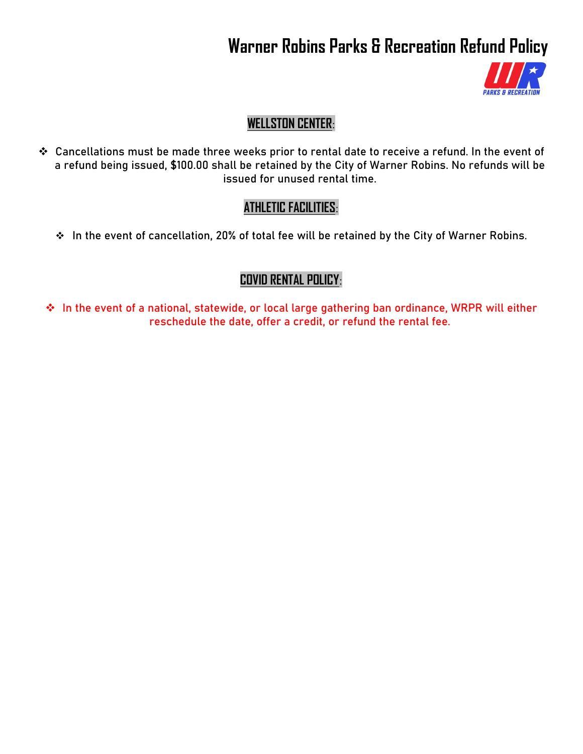# Warner Robins Parks & Recreation Refund Policy

## WELLSTON CENTER:

- Cancellations must be made three weeks prior to rental date to receive a refund. In the event of a refund being issued, $100.00 shall be retained by the City of Warner Robins. No refunds will be issued for unused rental time.

## ATHLETIC FACILITIES:

- In the event of cancellation, 20% of total fee will be retained by the City of Warner Robins.

## COVID RENTAL POLICY:

- In the event of a national, statewide, or local large gathering ban ordinance, WRPR will either reschedule the date, offer a credit, or refund the rental fee.